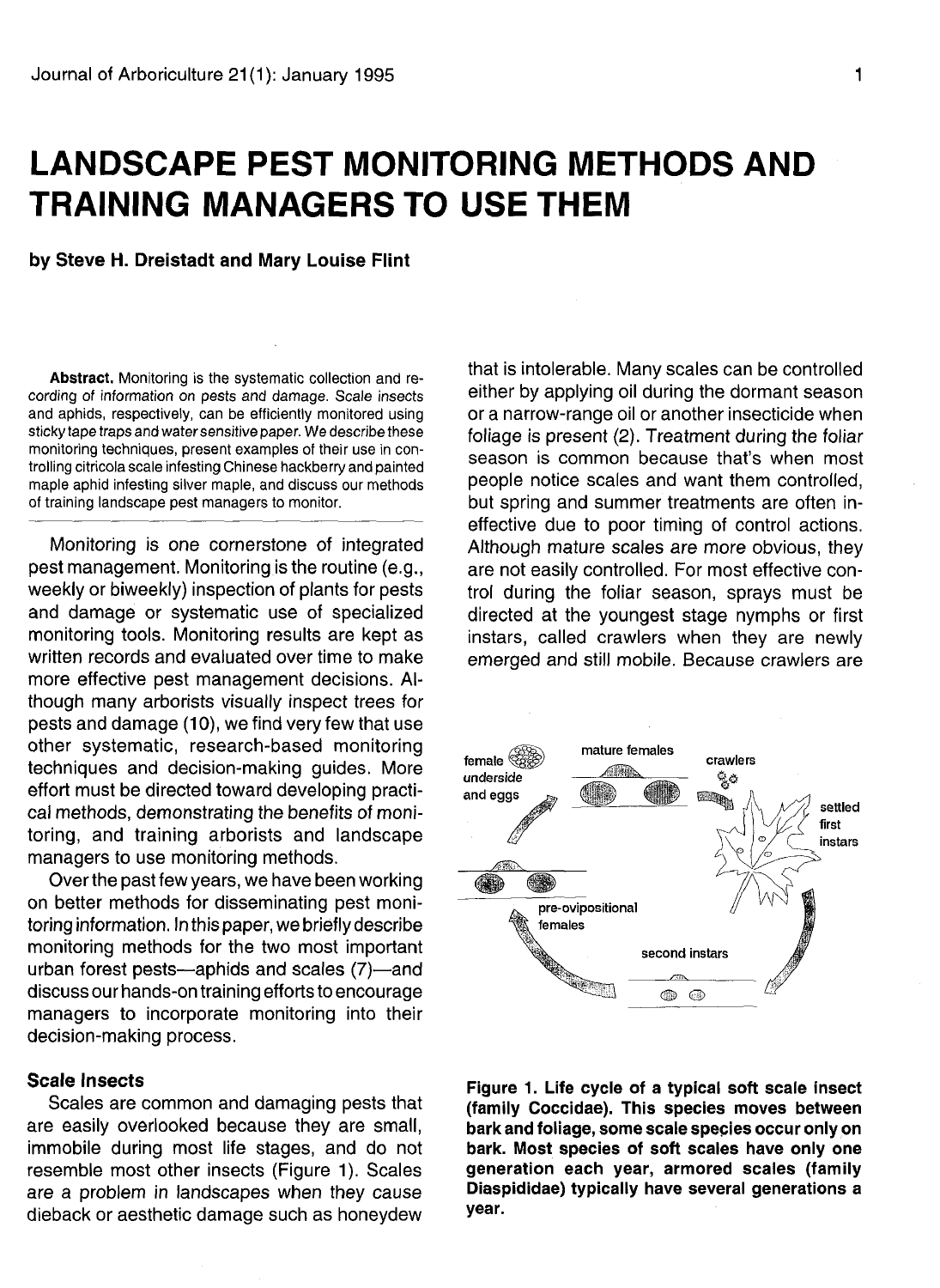# LANDSCAPE PEST MONITORING METHODS AND TRAINING MANAGERS TO USE THEM

**by Steve H. Dreistadt and Mary Louise Flint**

**Abstract.** Monitoring is the systematic collection and recording of information on pests and damage. Scale insects and aphids, respectively, can be efficiently monitored using sticky tape traps and water sensitive paper. We describe these monitoring techniques, present examples of their use in controlling citricola scale infesting Chinese hackberry and painted maple aphid infesting silver maple, and discuss our methods of training landscape pest managers to monitor.

Monitoring is one cornerstone of integrated pest management. Monitoring is the routine (e.g., weekly or biweekly) inspection of plants for pests and damage or systematic use of specialized monitoring tools. Monitoring results are kept as written records and evaluated over time to make more effective pest management decisions. Although many arborists visually inspect trees for pests and damage (10), we find very few that use other systematic, research-based monitoring techniques and decision-making guides. More effort must be directed toward developing practical methods, demonstrating the benefits of monitoring, and training arborists and landscape managers to use monitoring methods.

Over the past few years, we have been working on better methods for disseminating pest monitoring information. In this paper, we briefly describe monitoring methods for the two most important urban forest pests—aphids and scales (7)—and discuss our hands-on training efforts to encourage managers to incorporate monitoring into their decision-making process.

### Scale Insects

Scales are common and damaging pests that are easily overlooked because they are small, immobile during most life stages, and do not resemble most other insects (Figure 1). Scales are a problem in landscapes when they cause dieback or aesthetic damage such as honeydew that is intolerable. Many scales can be controlled either by applying oil during the dormant season or a narrow-range oil or another insecticide when foliage is present (2). Treatment during the foliar season is common because that's when most people notice scales and want them controlled, but spring and summer treatments are often ineffective due to poor timing of control actions. Although mature scales are more obvious, they are not easily controlled. For most effective control during the foliar season, sprays must be directed at the youngest stage nymphs or first instars, called crawlers when they are newly emerged and still mobile. Because crawlers are

**Figure 1. Life cycle of a typical soft scale insect (family Coccidae). This species moves between bark and foliage, some scale species occur only on bark. Most species of soft scales have only one generation each year, armored scales (family Diaspididae) typically have several generations a year.**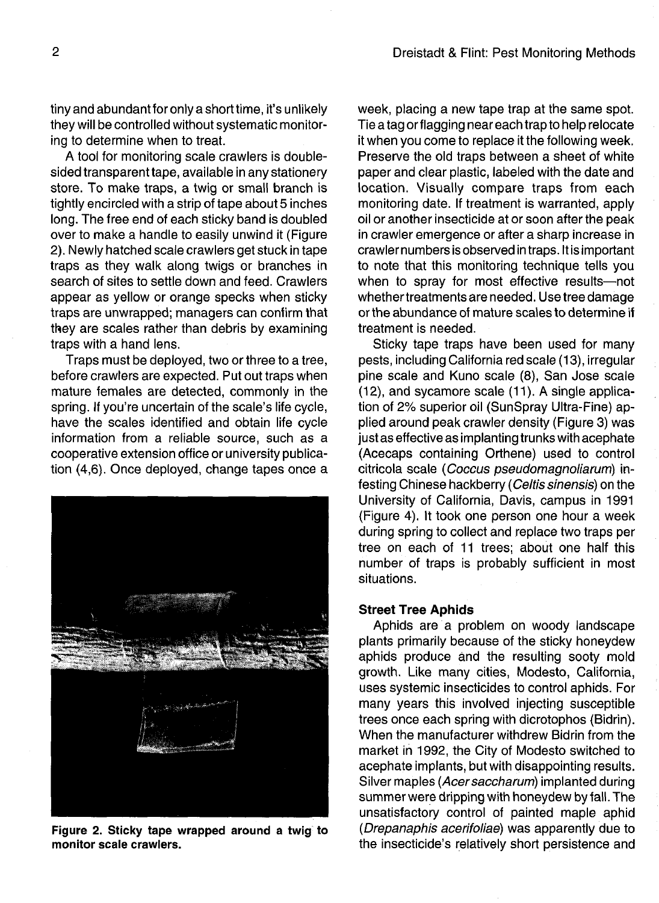tiny and abundant for only a short time, it's unlikely they will be controlled without systematic monitoring to determine when to treat.

A tool for monitoring scale crawlers is double-sided transparent tape, available in any stationery store. To make traps, a twig or small branch is tightly encircled with a strip of tape about 5 inches long. The free end of each sticky band is doubled over to make a handle to easily unwind it (Figure 2). Newly hatched scale crawlers get stuck in tape traps as they walk along twigs or branches in search of sites to settle down and feed. Crawlers appear as yellow or orange specks when sticky traps are unwrapped; managers can confirm that they are scales rather than debris by examining traps with a hand lens.

Traps must be deployed, two or three to a tree, before crawlers are expected. Put out traps when mature females are detected, commonly in the spring. If you're uncertain of the scale's life cycle, have the scales identified and obtain life cycle information from a reliable source, such as a cooperative extension office or university publication (4,6). Once deployed, change tapes once a week, placing a new tape trap at the same spot. Tie a tag or flagging near each trap to help relocate it when you come to replace it the following week. Preserve the old traps between a sheet of white paper and clear plastic, labeled with the date and location. Visually compare traps from each monitoring date. If treatment is warranted, apply oil or another insecticide at or soon after the peak in crawler emergence or after a sharp increase in crawler numbers is observed in traps. It is important to note that this monitoring technique tells you when to spray for most effective results—not whether treatments are needed. Use tree damage or the abundance of mature scales to determine if treatment is needed.

**Figure 2. Sticky tape wrapped around a twig to monitor scale crawlers.**

Sticky tape traps have been used for many pests, including California red scale (13), irregular pine scale and Kuno scale (8), San Jose scale (12), and sycamore scale (11). A single application of 2% superior oil (SunSpray Ultra-Fine) applied around peak crawler density (Figure 3) was just as effective as implanting trunks with acephate (Acecaps containing Orthene) used to control citricola scale (*Coccus pseudomagnoliarum*) infesting Chinese hackberry (*Celtis sinensis*) on the University of California, Davis, campus in 1991 (Figure 4). It took one person one hour a week during spring to collect and replace two traps per tree on each of 11 trees; about one half this number of traps is probably sufficient in most situations.

### Street Tree Aphids

Aphids are a problem on woody landscape plants primarily because of the sticky honeydew aphids produce and the resulting sooty mold growth. Like many cities, Modesto, California, uses systemic insecticides to control aphids. For many years this involved injecting susceptible trees once each spring with dicrotophos (Bidrin). When the manufacturer withdrew Bidrin from the market in 1992, the City of Modesto switched to acephate implants, but with disappointing results. Silver maples (*Acer saccharum*) implanted during summer were dripping with honeydew by fall. The unsatisfactory control of painted maple aphid (*Drepanaphis acerifoliae*) was apparently due to the insecticide's relatively short persistence and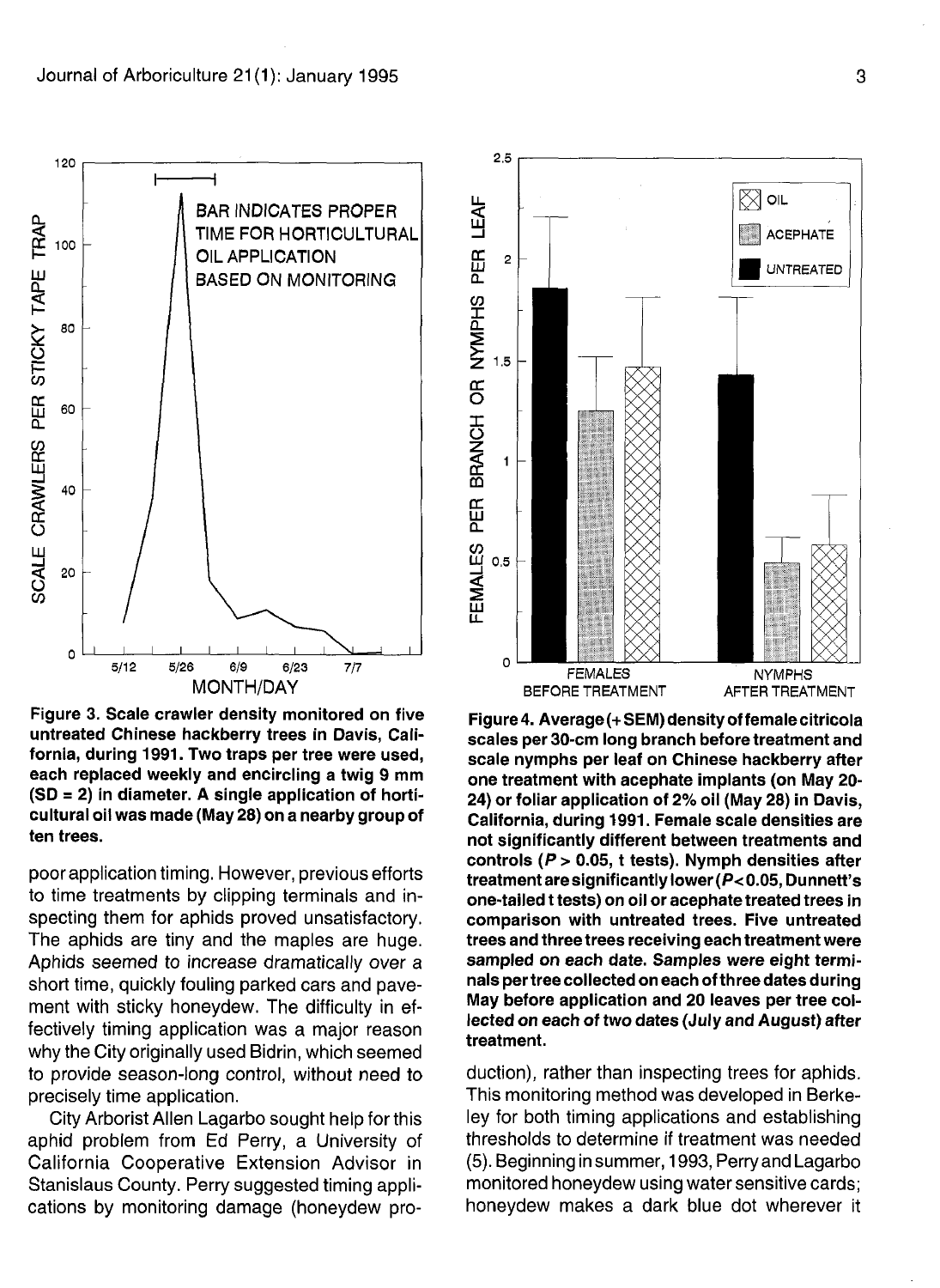Figure 3. Scale crawler density monitored on five untreated Chinese hackberry trees in Davis, California, during 1991. Two traps per tree were used, each replaced weekly and encircling a twig 9 mm (SD = 2) in diameter. A single application of horticultural oil was made (May 28) on a nearby group of ten trees.

Figure 4. Average (+ SEM) density of female citricola scales per 30-cm long branch before treatment and scale nymphs per leaf on Chinese hackberry after one treatment with acephate implants (on May 20-24) or foliar application of 2% oil (May 28) in Davis, California, during 1991. Female scale densities are not significantly different between treatments and controls ($P > 0.05$, t tests). Nymph densities after treatment are significantly lower ($P < 0.05$, Dunnett's one-tailed t tests) on oil or acephate treated trees in comparison with untreated trees. Five untreated trees and three trees receiving each treatment were sampled on each date. Samples were eight terminals per tree collected on each of three dates during May before application and 20 leaves per tree collected on each of two dates (July and August) after treatment.

poor application timing. However, previous efforts to time treatments by clipping terminals and inspecting them for aphids proved unsatisfactory. The aphids are tiny and the maples are huge. Aphids seemed to increase dramatically over a short time, quickly fouling parked cars and pavement with sticky honeydew. The difficulty in effectively timing application was a major reason why the City originally used Bidrin, which seemed to provide season-long control, without need to precisely time application.

City Arborist Allen Lagarbo sought help for this aphid problem from Ed Perry, a University of California Cooperative Extension Advisor in Stanislaus County. Perry suggested timing applications by monitoring damage (honeydew production), rather than inspecting trees for aphids. This monitoring method was developed in Berkeley for both timing applications and establishing thresholds to determine if treatment was needed (5). Beginning in summer, 1993, Perry and Lagarbo monitored honeydew using water sensitive cards; honeydew makes a dark blue dot wherever it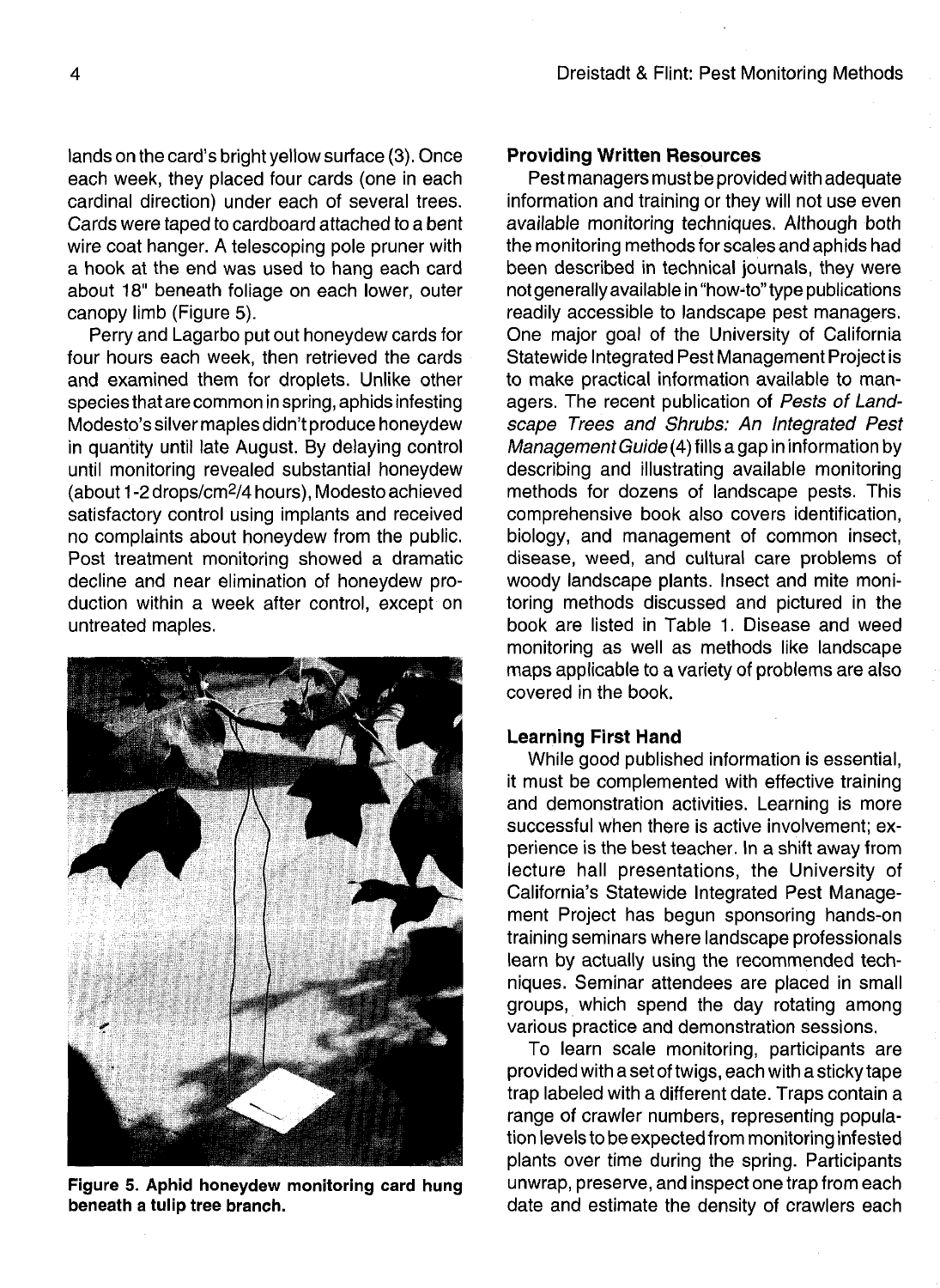lands on the card's bright yellow surface (3). Once each week, they placed four cards (one in each cardinal direction) under each of several trees. Cards were taped to cardboard attached to a bent wire coat hanger. A telescoping pole pruner with a hook at the end was used to hang each card about 18" beneath foliage on each lower, outer canopy limb (Figure 5).

Perry and Lagarbo put out honeydew cards for four hours each week, then retrieved the cards and examined them for droplets. Unlike other species that are common in spring, aphids infesting Modesto's silver maples didn't produce honeydew in quantity until late August. By delaying control until monitoring revealed substantial honeydew (about 1-2 drops/$cm^2$/4 hours), Modesto achieved satisfactory control using implants and received no complaints about honeydew from the public. Post treatment monitoring showed a dramatic decline and near elimination of honeydew production within a week after control, except on untreated maples.

**Figure 5. Aphid honeydew monitoring card hung beneath a tulip tree branch.**

### Providing Written Resources

Pest managers must be provided with adequate information and training or they will not use even available monitoring techniques. Although both the monitoring methods for scales and aphids had been described in technical journals, they were not generally available in "how-to" type publications readily accessible to landscape pest managers. One major goal of the University of California Statewide Integrated Pest Management Project is to make practical information available to managers. The recent publication of *Pests of Landscape Trees and Shrubs: An Integrated Pest Management Guide* (4) fills a gap in information by describing and illustrating available monitoring methods for dozens of landscape pests. This comprehensive book also covers identification, biology, and management of common insect, disease, weed, and cultural care problems of woody landscape plants. Insect and mite monitoring methods discussed and pictured in the book are listed in Table 1. Disease and weed monitoring as well as methods like landscape maps applicable to a variety of problems are also covered in the book.

### Learning First Hand

While good published information is essential, it must be complemented with effective training and demonstration activities. Learning is more successful when there is active involvement; experience is the best teacher. In a shift away from lecture hall presentations, the University of California's Statewide Integrated Pest Management Project has begun sponsoring hands-on training seminars where landscape professionals learn by actually using the recommended techniques. Seminar attendees are placed in small groups, which spend the day rotating among various practice and demonstration sessions.

To learn scale monitoring, participants are provided with a set of twigs, each with a sticky tape trap labeled with a different date. Traps contain a range of crawler numbers, representing population levels to be expected from monitoring infested plants over time during the spring. Participants unwrap, preserve, and inspect one trap from each date and estimate the density of crawlers each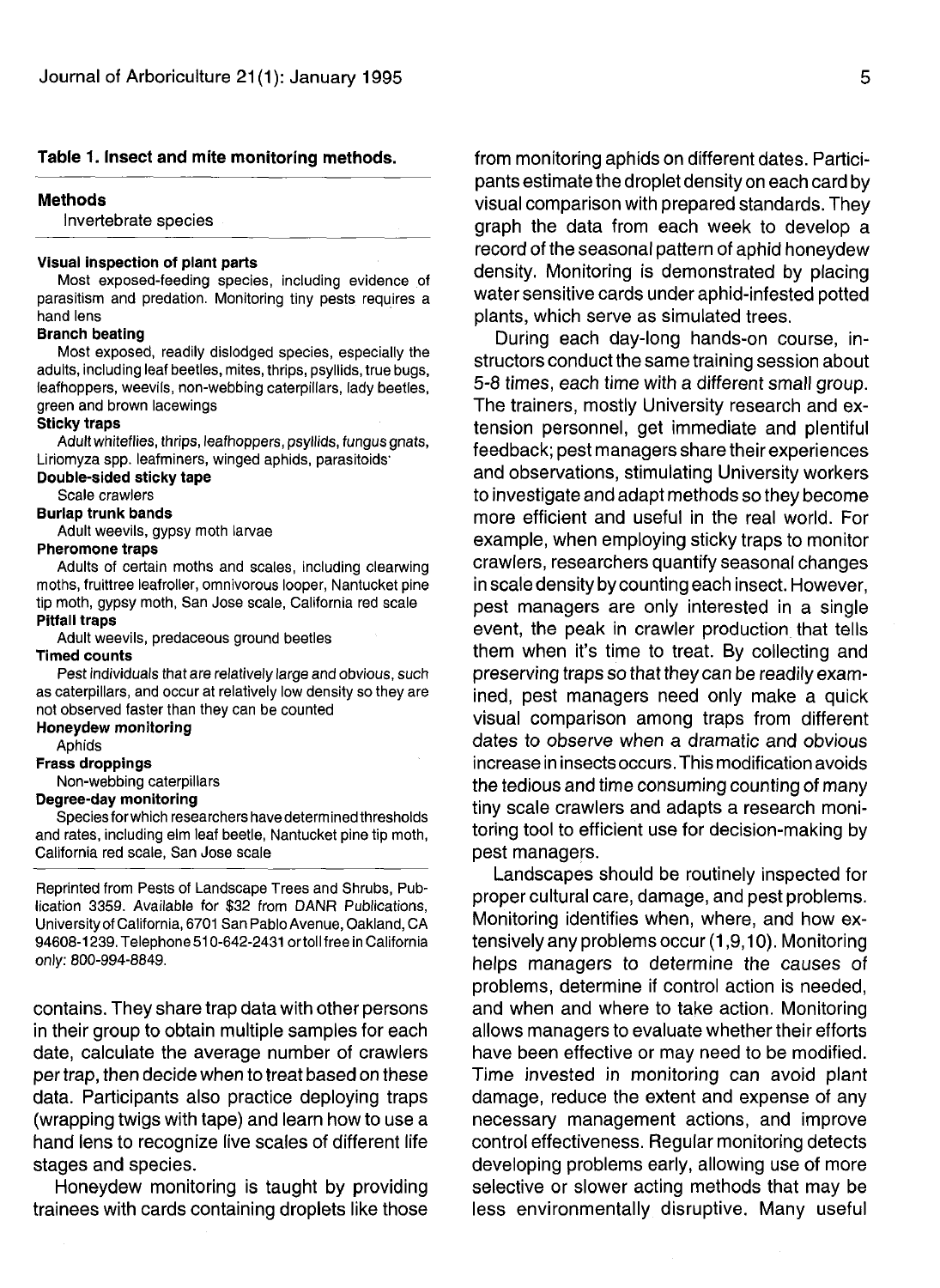**Table 1. Insect and mite monitoring methods.**

| Methods |
|---|
| Invertebrate species |
| **Visual inspection of plant parts** |
| Most exposed-feeding species, including evidence of parasitism and predation. Monitoring tiny pests requires a hand lens |
| **Branch beating** |
| Most exposed, readily dislodged species, especially the adults, including leaf beetles, mites, thrips, psyllids, true bugs, leafhoppers, weevils, non-webbing caterpillars, lady beetles, green and brown lacewings |
| **Sticky traps** |
| Adult whiteflies, thrips, leafhoppers, psyllids, fungus gnats, Liriomyza spp. leafminers, winged aphids, parasitoids |
| **Double-sided sticky tape** |
| Scale crawlers |
| **Burlap trunk bands** |
| Adult weevils, gypsy moth larvae |
| **Pheromone traps** |
| Adults of certain moths and scales, including clearwing moths, fruittree leafroller, omnivorous looper, Nantucket pine tip moth, gypsy moth, San Jose scale, California red scale |
| **Pitfall traps** |
| Adult weevils, predaceous ground beetles |
| **Timed counts** |
| Pest individuals that are relatively large and obvious, such as caterpillars, and occur at relatively low density so they are not observed faster than they can be counted |
| **Honeydew monitoring** |
| Aphids |
| **Frass droppings** |
| Non-webbing caterpillars |
| **Degree-day monitoring** |
| Species for which researchers have determined thresholds and rates, including elm leaf beetle, Nantucket pine tip moth, California red scale, San Jose scale |

Reprinted from Pests of Landscape Trees and Shrubs, Publication 3359. Available for $32 from DANR Publications, University of California, 6701 San Pablo Avenue, Oakland, CA 94608-1239. Telephone 510-642-2431 or toll free in California only: 800-994-8849.

contains. They share trap data with other persons in their group to obtain multiple samples for each date, calculate the average number of crawlers per trap, then decide when to treat based on these data. Participants also practice deploying traps (wrapping twigs with tape) and learn how to use a hand lens to recognize live scales of different life stages and species.

Honeydew monitoring is taught by providing trainees with cards containing droplets like those from monitoring aphids on different dates. Participants estimate the droplet density on each card by visual comparison with prepared standards. They graph the data from each week to develop a record of the seasonal pattern of aphid honeydew density. Monitoring is demonstrated by placing water sensitive cards under aphid-infested potted plants, which serve as simulated trees.

During each day-long hands-on course, instructors conduct the same training session about 5-8 times, each time with a different small group. The trainers, mostly University research and extension personnel, get immediate and plentiful feedback; pest managers share their experiences and observations, stimulating University workers to investigate and adapt methods so they become more efficient and useful in the real world. For example, when employing sticky traps to monitor crawlers, researchers quantify seasonal changes in scale density by counting each insect. However, pest managers are only interested in a single event, the peak in crawler production that tells them when it's time to treat. By collecting and preserving traps so that they can be readily examined, pest managers need only make a quick visual comparison among traps from different dates to observe when a dramatic and obvious increase in insects occurs. This modification avoids the tedious and time consuming counting of many tiny scale crawlers and adapts a research monitoring tool to efficient use for decision-making by pest managers.

Landscapes should be routinely inspected for proper cultural care, damage, and pest problems. Monitoring identifies when, where, and how extensively any problems occur (1,9,10). Monitoring helps managers to determine the causes of problems, determine if control action is needed, and when and where to take action. Monitoring allows managers to evaluate whether their efforts have been effective or may need to be modified. Time invested in monitoring can avoid plant damage, reduce the extent and expense of any necessary management actions, and improve control effectiveness. Regular monitoring detects developing problems early, allowing use of more selective or slower acting methods that may be less environmentally disruptive. Many useful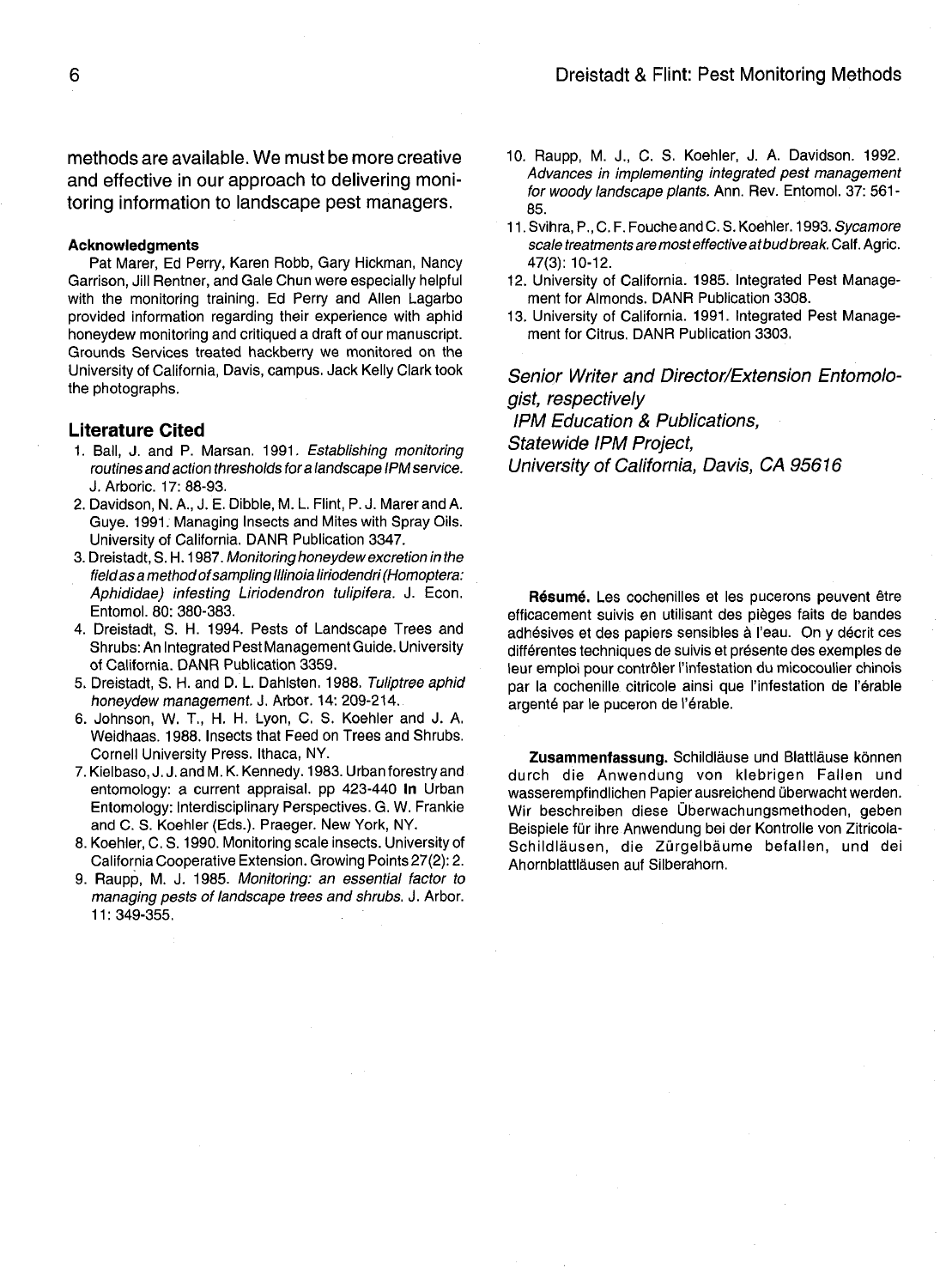methods are available. We must be more creative and effective in our approach to delivering monitoring information to landscape pest managers.

#### Acknowledgments

Pat Marer, Ed Perry, Karen Robb, Gary Hickman, Nancy Garrison, Jill Rentner, and Gale Chun were especially helpful with the monitoring training. Ed Perry and Allen Lagarbo provided information regarding their experience with aphid honeydew monitoring and critiqued a draft of our manuscript. Grounds Services treated hackberry we monitored on the University of California, Davis, campus. Jack Kelly Clark took the photographs.

### Literature Cited

1. Ball, J. and P. Marsan. 1991. *Establishing monitoring routines and action thresholds for a landscape IPM service.* J. Arboric. 17: 88-93.
2. Davidson, N. A., J. E. Dibble, M. L. Flint, P. J. Marer and A. Guye. 1991. Managing Insects and Mites with Spray Oils. University of California. DANR Publication 3347.
3. Dreistadt, S. H. 1987. *Monitoring honeydew excretion in the field as a method of sampling Illinoia liriodendri (Homoptera: Aphididae) infesting Liriodendron tulipifera.* J. Econ. Entomol. 80: 380-383.
4. Dreistadt, S. H. 1994. Pests of Landscape Trees and Shrubs: An Integrated Pest Management Guide. University of California. DANR Publication 3359.
5. Dreistadt, S. H. and D. L. Dahlsten. 1988. *Tuliptree aphid honeydew management.* J. Arbor. 14: 209-214.
6. Johnson, W. T., H. H. Lyon, C. S. Koehler and J. A. Weidhaas. 1988. Insects that Feed on Trees and Shrubs. Cornell University Press. Ithaca, NY.
7. Kielbaso, J. J. and M. K. Kennedy. 1983. Urban forestry and entomology: a current appraisal. pp 423-440 **In** Urban Entomology: Interdisciplinary Perspectives. G. W. Frankie and C. S. Koehler (Eds.). Praeger. New York, NY.
8. Koehler, C. S. 1990. Monitoring scale insects. University of California Cooperative Extension. Growing Points 27(2): 2.
9. Raupp, M. J. 1985. *Monitoring: an essential factor to managing pests of landscape trees and shrubs.* J. Arbor. 11: 349-355.
10. Raupp, M. J., C. S. Koehler, J. A. Davidson. 1992. *Advances in implementing integrated pest management for woody landscape plants.* Ann. Rev. Entomol. 37: 561-85.
11. Svihra, P., C. F. Fouche and C. S. Koehler. 1993. *Sycamore scale treatments are most effective at bud break.* Calf. Agric. 47(3): 10-12.
12. University of California. 1985. Integrated Pest Management for Almonds. DANR Publication 3308.
13. University of California. 1991. Integrated Pest Management for Citrus. DANR Publication 3303.

*Senior Writer and Director/Extension Entomologist, respectively*
*IPM Education & Publications,*
*Statewide IPM Project,*
*University of California, Davis, CA 95616*

**Résumé.** Les cochenilles et les pucerons peuvent être efficacement suivis en utilisant des pièges faits de bandes adhésives et des papiers sensibles à l'eau. On y décrit ces différentes techniques de suivis et présente des exemples de leur emploi pour contrôler l'infestation du micocoulier chinois par la cochenille citricole ainsi que l'infestation de l'érable argenté par le puceron de l'érable.

**Zusammenfassung.** Schildläuse und Blattläuse können durch die Anwendung von klebrigen Fallen und wasserempfindlichen Papier ausreichend überwacht werden. Wir beschreiben diese Überwachungsmethoden, geben Beispiele für ihre Anwendung bei der Kontrolle von Zitricola-Schildläusen, die Zürgelbäume befallen, und dei Ahornblattläusen auf Silberahorn.